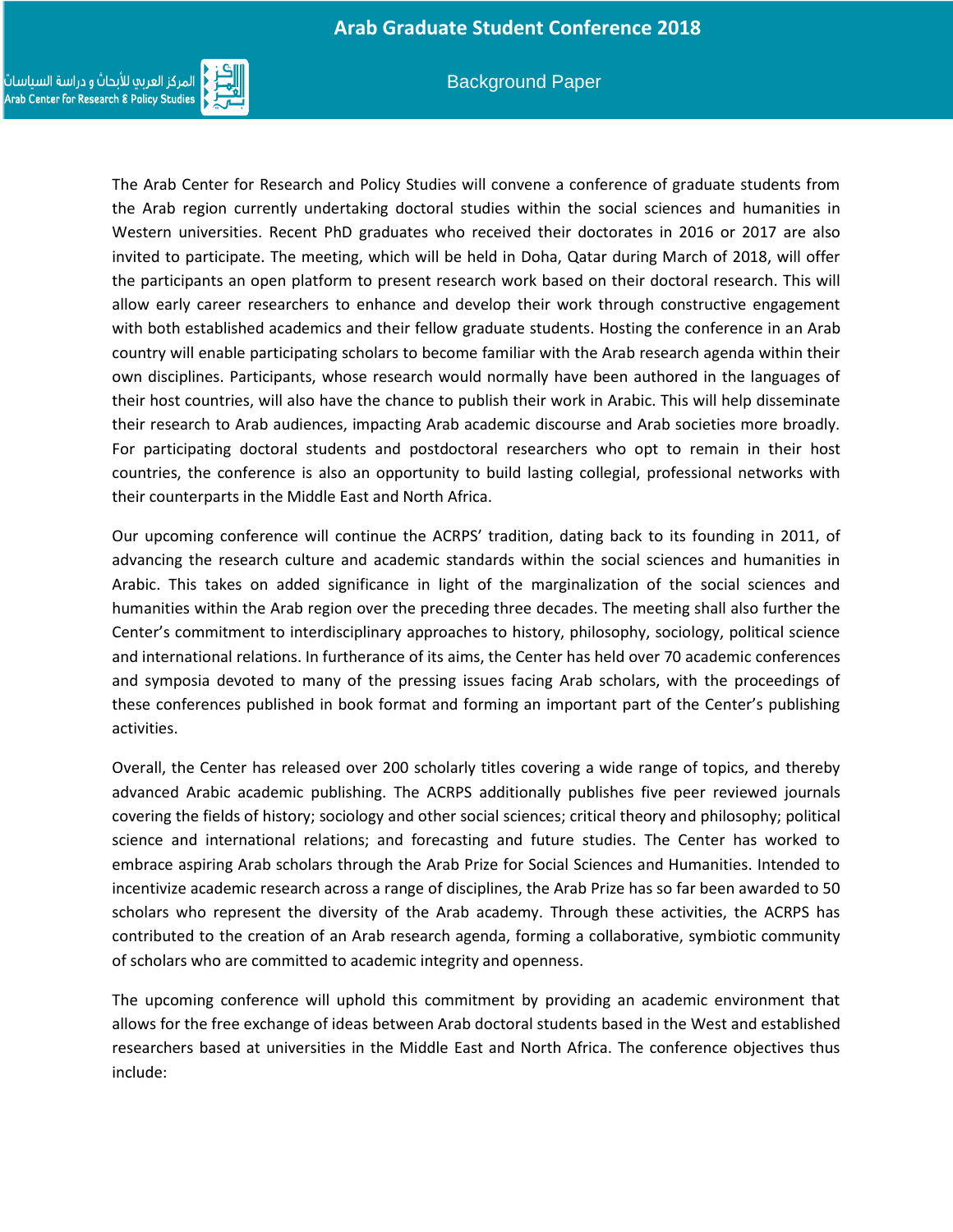# Arab Graduate Student Conference 2018

## Background Paper

The Arab Center for Research and Policy Studies will convene a conference of graduate students from the Arab region currently undertaking doctoral studies within the social sciences and humanities in Western universities. Recent PhD graduates who received their doctorates in 2016 or 2017 are also invited to participate. The meeting, which will be held in Doha, Qatar during March of 2018, will offer the participants an open platform to present research work based on their doctoral research. This will allow early career researchers to enhance and develop their work through constructive engagement with both established academics and their fellow graduate students. Hosting the conference in an Arab country will enable participating scholars to become familiar with the Arab research agenda within their own disciplines. Participants, whose research would normally have been authored in the languages of their host countries, will also have the chance to publish their work in Arabic. This will help disseminate their research to Arab audiences, impacting Arab academic discourse and Arab societies more broadly. For participating doctoral students and postdoctoral researchers who opt to remain in their host countries, the conference is also an opportunity to build lasting collegial, professional networks with their counterparts in the Middle East and North Africa.

Our upcoming conference will continue the ACRPS' tradition, dating back to its founding in 2011, of advancing the research culture and academic standards within the social sciences and humanities in Arabic. This takes on added significance in light of the marginalization of the social sciences and humanities within the Arab region over the preceding three decades. The meeting shall also further the Center's commitment to interdisciplinary approaches to history, philosophy, sociology, political science and international relations. In furtherance of its aims, the Center has held over 70 academic conferences and symposia devoted to many of the pressing issues facing Arab scholars, with the proceedings of these conferences published in book format and forming an important part of the Center's publishing activities.

Overall, the Center has released over 200 scholarly titles covering a wide range of topics, and thereby advanced Arabic academic publishing. The ACRPS additionally publishes five peer reviewed journals covering the fields of history; sociology and other social sciences; critical theory and philosophy; political science and international relations; and forecasting and future studies. The Center has worked to embrace aspiring Arab scholars through the Arab Prize for Social Sciences and Humanities. Intended to incentivize academic research across a range of disciplines, the Arab Prize has so far been awarded to 50 scholars who represent the diversity of the Arab academy. Through these activities, the ACRPS has contributed to the creation of an Arab research agenda, forming a collaborative, symbiotic community of scholars who are committed to academic integrity and openness.

The upcoming conference will uphold this commitment by providing an academic environment that allows for the free exchange of ideas between Arab doctoral students based in the West and established researchers based at universities in the Middle East and North Africa. The conference objectives thus include: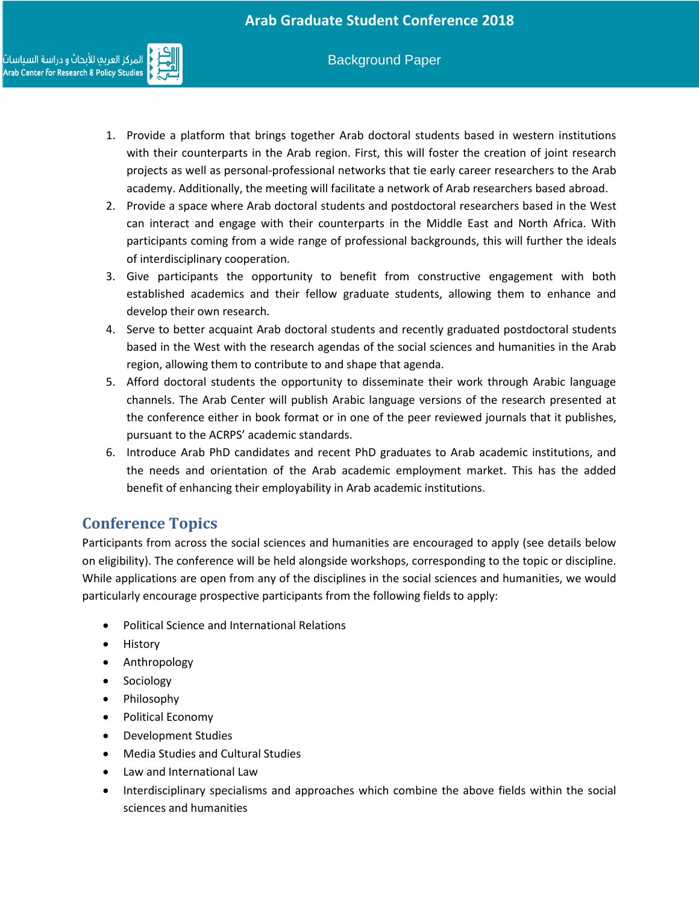1. Provide a platform that brings together Arab doctoral students based in western institutions with their counterparts in the Arab region. First, this will foster the creation of joint research projects as well as personal-professional networks that tie early career researchers to the Arab academy. Additionally, the meeting will facilitate a network of Arab researchers based abroad.
2. Provide a space where Arab doctoral students and postdoctoral researchers based in the West can interact and engage with their counterparts in the Middle East and North Africa. With participants coming from a wide range of professional backgrounds, this will further the ideals of interdisciplinary cooperation.
3. Give participants the opportunity to benefit from constructive engagement with both established academics and their fellow graduate students, allowing them to enhance and develop their own research.
4. Serve to better acquaint Arab doctoral students and recently graduated postdoctoral students based in the West with the research agendas of the social sciences and humanities in the Arab region, allowing them to contribute to and shape that agenda.
5. Afford doctoral students the opportunity to disseminate their work through Arabic language channels. The Arab Center will publish Arabic language versions of the research presented at the conference either in book format or in one of the peer reviewed journals that it publishes, pursuant to the ACRPS' academic standards.
6. Introduce Arab PhD candidates and recent PhD graduates to Arab academic institutions, and the needs and orientation of the Arab academic employment market. This has the added benefit of enhancing their employability in Arab academic institutions.

## Conference Topics

Participants from across the social sciences and humanities are encouraged to apply (see details below on eligibility). The conference will be held alongside workshops, corresponding to the topic or discipline. While applications are open from any of the disciplines in the social sciences and humanities, we would particularly encourage prospective participants from the following fields to apply:

- Political Science and International Relations
- History
- Anthropology
- Sociology
- Philosophy
- Political Economy
- Development Studies
- Media Studies and Cultural Studies
- Law and International Law
- Interdisciplinary specialisms and approaches which combine the above fields within the social sciences and humanities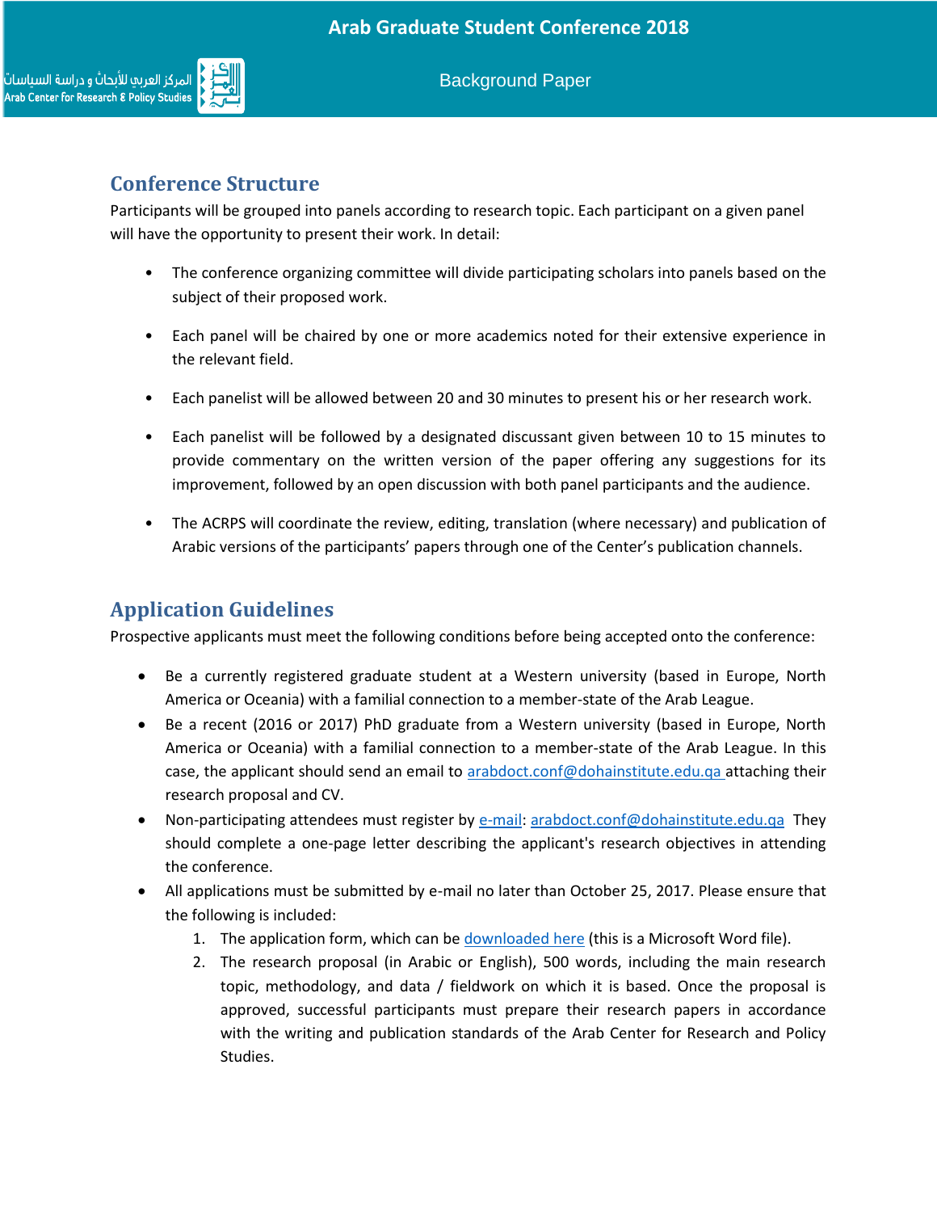## Conference Structure

Participants will be grouped into panels according to research topic. Each participant on a given panel will have the opportunity to present their work. In detail:

- The conference organizing committee will divide participating scholars into panels based on the subject of their proposed work.
- Each panel will be chaired by one or more academics noted for their extensive experience in the relevant field.
- Each panelist will be allowed between 20 and 30 minutes to present his or her research work.
- Each panelist will be followed by a designated discussant given between 10 to 15 minutes to provide commentary on the written version of the paper offering any suggestions for its improvement, followed by an open discussion with both panel participants and the audience.
- The ACRPS will coordinate the review, editing, translation (where necessary) and publication of Arabic versions of the participants' papers through one of the Center's publication channels.

## Application Guidelines

Prospective applicants must meet the following conditions before being accepted onto the conference:

- Be a currently registered graduate student at a Western university (based in Europe, North America or Oceania) with a familial connection to a member-state of the Arab League.
- Be a recent (2016 or 2017) PhD graduate from a Western university (based in Europe, North America or Oceania) with a familial connection to a member-state of the Arab League. In this case, the applicant should send an email to arabdoct.conf@dohainstitute.edu.qa attaching their research proposal and CV.
- Non-participating attendees must register by e-mail: arabdoct.conf@dohainstitute.edu.qa They should complete a one-page letter describing the applicant's research objectives in attending the conference.
- All applications must be submitted by e-mail no later than October 25, 2017. Please ensure that the following is included:
  1. The application form, which can be downloaded here (this is a Microsoft Word file).
  2. The research proposal (in Arabic or English), 500 words, including the main research topic, methodology, and data / fieldwork on which it is based. Once the proposal is approved, successful participants must prepare their research papers in accordance with the writing and publication standards of the Arab Center for Research and Policy Studies.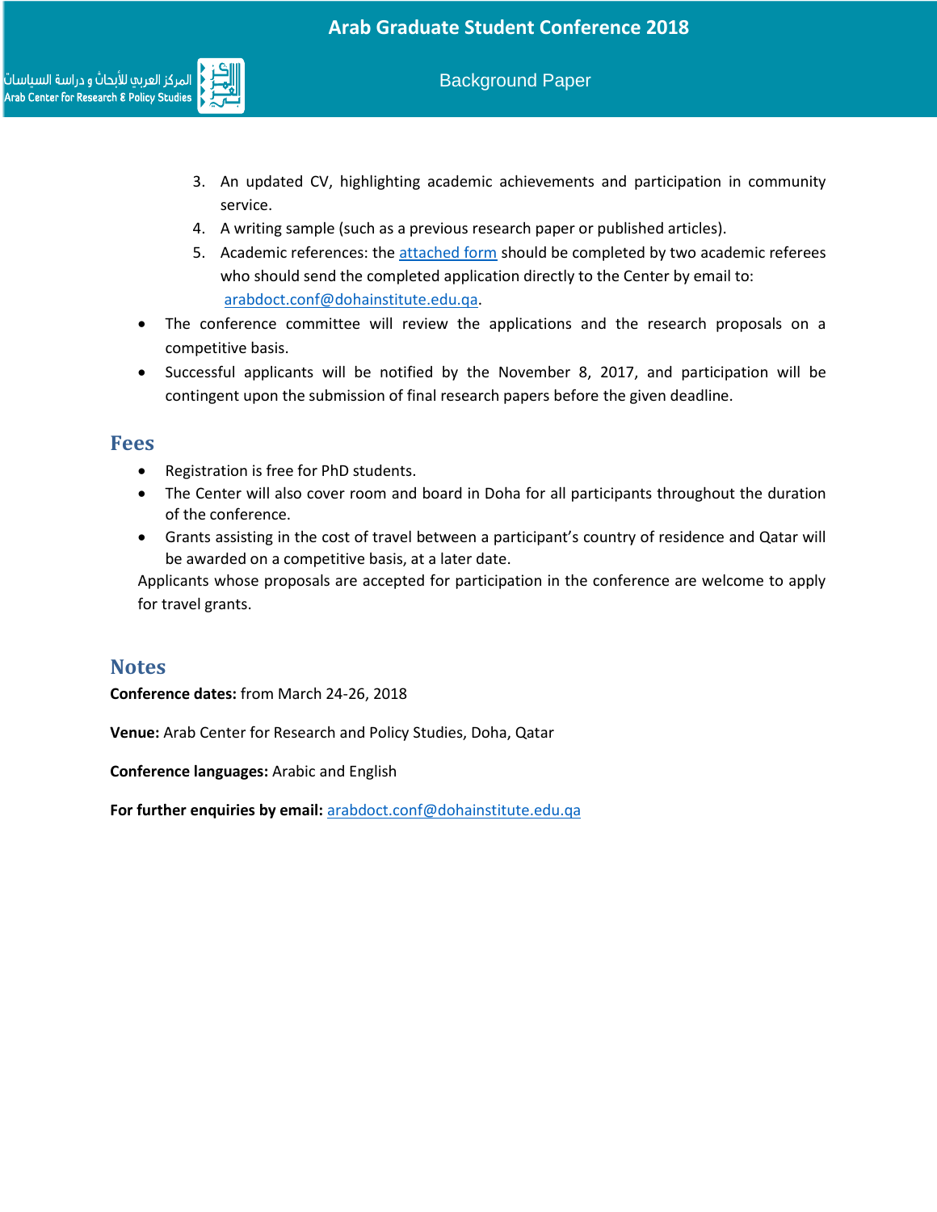3. An updated CV, highlighting academic achievements and participation in community service.
4. A writing sample (such as a previous research paper or published articles).
5. Academic references: the attached form should be completed by two academic referees who should send the completed application directly to the Center by email to: arabdoct.conf@dohainstitute.edu.qa.

- The conference committee will review the applications and the research proposals on a competitive basis.
- Successful applicants will be notified by the November 8, 2017, and participation will be contingent upon the submission of final research papers before the given deadline.

## Fees

- Registration is free for PhD students.
- The Center will also cover room and board in Doha for all participants throughout the duration of the conference.
- Grants assisting in the cost of travel between a participant's country of residence and Qatar will be awarded on a competitive basis, at a later date.

Applicants whose proposals are accepted for participation in the conference are welcome to apply for travel grants.

## Notes

**Conference dates:** from March 24-26, 2018

**Venue:** Arab Center for Research and Policy Studies, Doha, Qatar

**Conference languages:** Arabic and English

**For further enquiries by email:** arabdoct.conf@dohainstitute.edu.qa